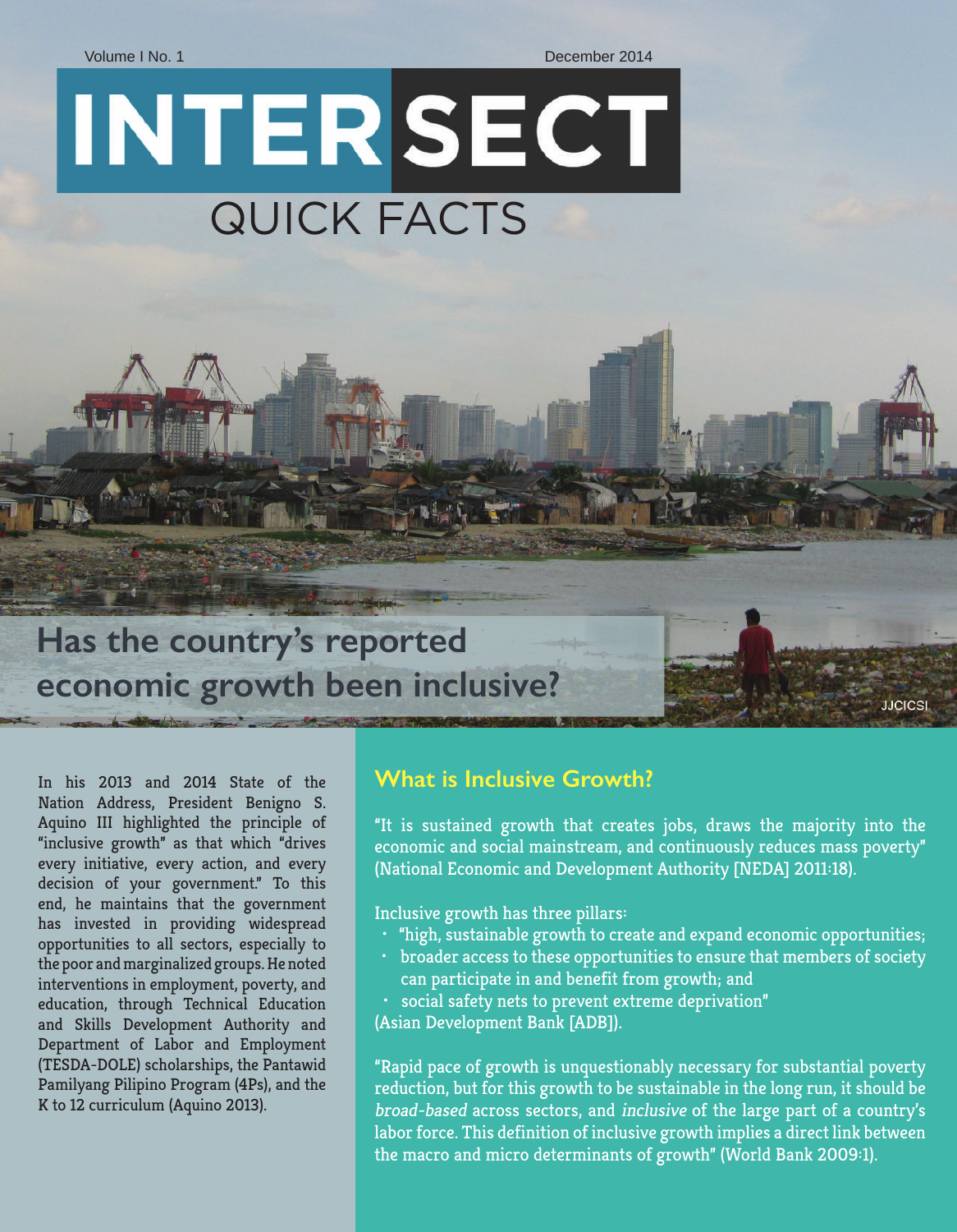Volume I No. 1

December 2014

# INTERSECT

## QUICK FACTS

JJCICSI

# Has the country's reported economic growth been inclusive?

In his 2013 and 2014 State of the Nation Address, President Benigno S. Aquino III highlighted the principle of "inclusive growth" as that which "drives every initiative, every action, and every decision of your government." To this end, he maintains that the government has invested in providing widespread opportunities to all sectors, especially to the poor and marginalized groups. He noted interventions in employment, poverty, and education, through Technical Education and Skills Development Authority and Department of Labor and Employment (TESDA-DOLE) scholarships, the Pantawid Pamilyang Pilipino Program (4Ps), and the K to 12 curriculum (Aquino 2013).

## What is Inclusive Growth?

"It is sustained growth that creates jobs, draws the majority into the economic and social mainstream, and continuously reduces mass poverty" (National Economic and Development Authority [NEDA] 2011:18).

Inclusive growth has three pillars:

- "high, sustainable growth to create and expand economic opportunities;
- broader access to these opportunities to ensure that members of society can participate in and benefit from growth; and
- social safety nets to prevent extreme deprivation"

(Asian Development Bank [ADB]).

"Rapid pace of growth is unquestionably necessary for substantial poverty reduction, but for this growth to be sustainable in the long run, it should be *broad-based* across sectors, and *inclusive* of the large part of a country's labor force. This definition of inclusive growth implies a direct link between the macro and micro determinants of growth" (World Bank 2009:1).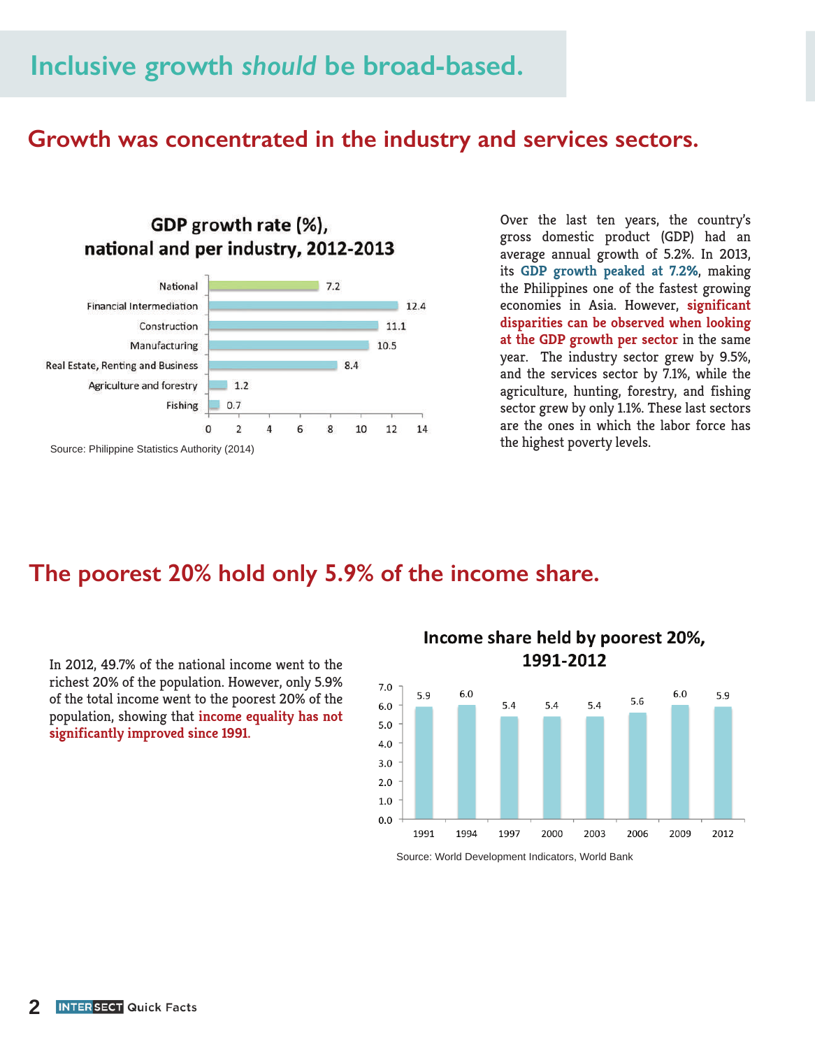# Inclusive growth *should* be broad-based.

## Growth was concentrated in the industry and services sectors.

**GDP growth rate (%), national and per industry, 2012-2013**

National 7.2
Financial Intermediation 12.4
Construction 11.1
Manufacturing 10.5
Real Estate, Renting and Business 8.4
Agriculture and forestry 1.2
Fishing 0.7

0 2 4 6 8 10 12 14

Source: Philippine Statistics Authority (2014)

Over the last ten years, the country's gross domestic product (GDP) had an average annual growth of 5.2%. In 2013, its **GDP growth peaked at 7.2%**, making the Philippines one of the fastest growing economies in Asia. However, **significant disparities can be observed when looking at the GDP growth per sector** in the same year. The industry sector grew by 9.5%, and the services sector by 7.1%, while the agriculture, hunting, forestry, and fishing sector grew by only 1.1%. These last sectors are the ones in which the labor force has the highest poverty levels.

## The poorest 20% hold only 5.9% of the income share.

In 2012, 49.7% of the national income went to the richest 20% of the population. However, only 5.9% of the total income went to the poorest 20% of the population, showing that **income equality has not significantly improved since 1991.**

**Income share held by poorest 20%, 1991-2012**

0.0 1.0 2.0 3.0 4.0 5.0 6.0 7.0

1991: 5.9
1994: 6.0
1997: 5.4
2000: 5.4
2003: 5.4
2006: 5.6
2009: 6.0
2012: 5.9

Source: World Development Indicators, World Bank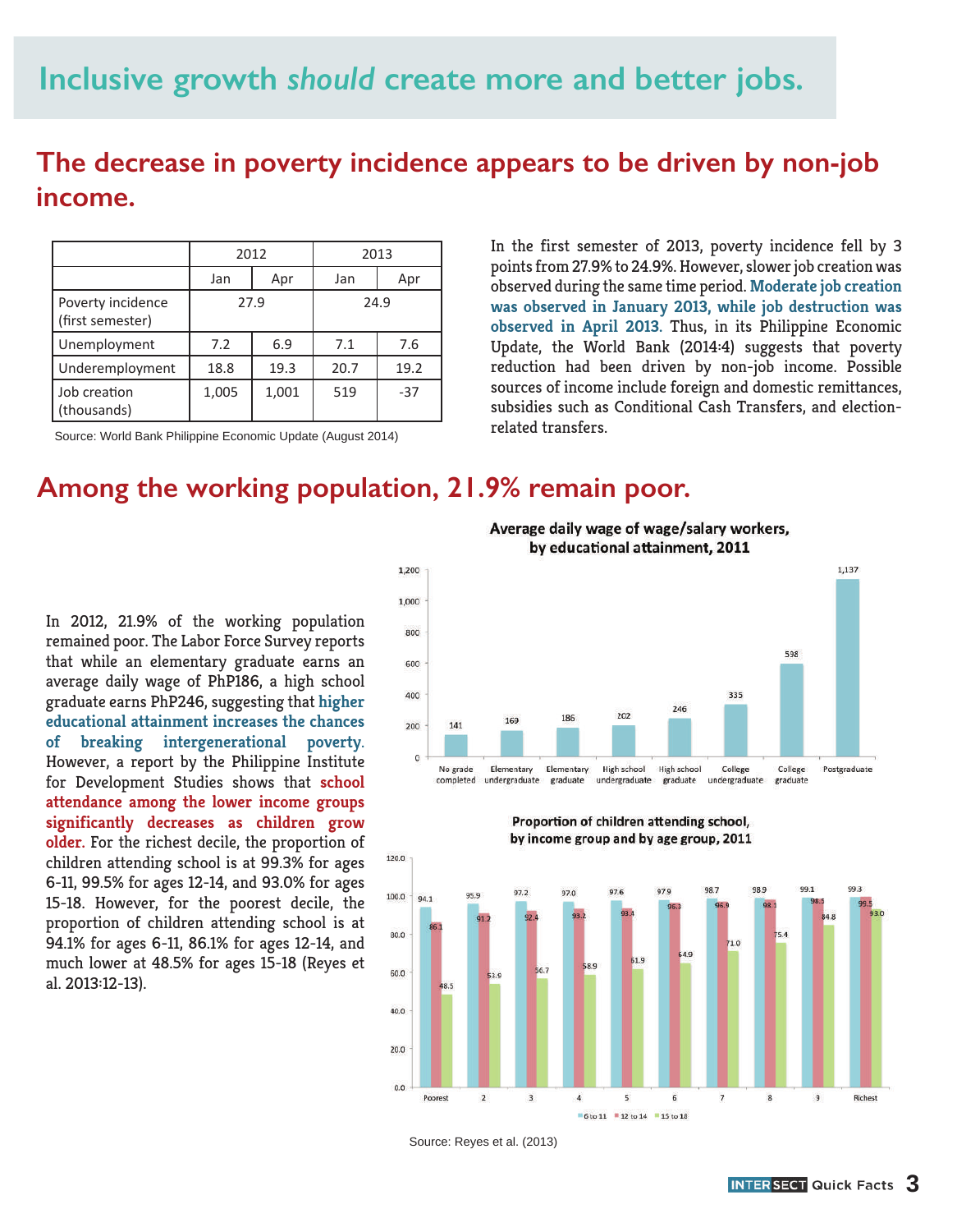# Inclusive growth *should* create more and better jobs.

## The decrease in poverty incidence appears to be driven by non-job income.

| | 2012 | | 2013 | |
|---|---|---|---|---|
| | Jan | Apr | Jan | Apr |
| Poverty incidence (first semester) | 27.9 | | 24.9 | |
| Unemployment | 7.2 | 6.9 | 7.1 | 7.6 |
| Underemployment | 18.8 | 19.3 | 20.7 | 19.2 |
| Job creation (thousands) | 1,005 | 1,001 | 519 | -37 |

Source: World Bank Philippine Economic Update (August 2014)

In the first semester of 2013, poverty incidence fell by 3 points from 27.9% to 24.9%. However, slower job creation was observed during the same time period. **Moderate job creation was observed in January 2013, while job destruction was observed in April 2013.** Thus, in its Philippine Economic Update, the World Bank (2014:4) suggests that poverty reduction had been driven by non-job income. Possible sources of income include foreign and domestic remittances, subsidies such as Conditional Cash Transfers, and election-related transfers.

## Among the working population, 21.9% remain poor.

In 2012, 21.9% of the working population remained poor. The Labor Force Survey reports that while an elementary graduate earns an average daily wage of PhP186, a high school graduate earns PhP246, suggesting that **higher educational attainment increases the chances of breaking intergenerational poverty**. However, a report by the Philippine Institute for Development Studies shows that **school attendance among the lower income groups significantly decreases as children grow older.** For the richest decile, the proportion of children attending school is at 99.3% for ages 6-11, 99.5% for ages 12-14, and 93.0% for ages 15-18. However, for the poorest decile, the proportion of children attending school is at 94.1% for ages 6-11, 86.1% for ages 12-14, and much lower at 48.5% for ages 15-18 (Reyes et al. 2013:12-13).

**Average daily wage of wage/salary workers, by educational attainment, 2011**

| Educational attainment | Average daily wage |
|---|---|
| No grade completed | 141 |
| Elementary undergraduate | 169 |
| Elementary graduate | 186 |
| High school undergraduate | 202 |
| High school graduate | 246 |
| College undergraduate | 335 |
| College graduate | 598 |
| Postgraduate | 1,137 |

**Proportion of children attending school, by income group and by age group, 2011**

| Income group | 6 to 11 | 12 to 14 | 15 to 18 |
|---|---|---|---|
| Poorest | 94.1 | 86.1 | 48.5 |
| 2 | 95.9 | 91.2 | 53.9 |
| 3 | 97.2 | 92.4 | 56.7 |
| 4 | 97.0 | 93.2 | 58.9 |
| 5 | 97.6 | 93.4 | 61.9 |
| 6 | 97.9 | 96.3 | 64.9 |
| 7 | 98.7 | 96.9 | 71.0 |
| 8 | 98.9 | 98.1 | 75.4 |
| 9 | 99.1 | 98.5 | 84.8 |
| Richest | 99.3 | 99.5 | 93.0 |

Source: Reyes et al. (2013)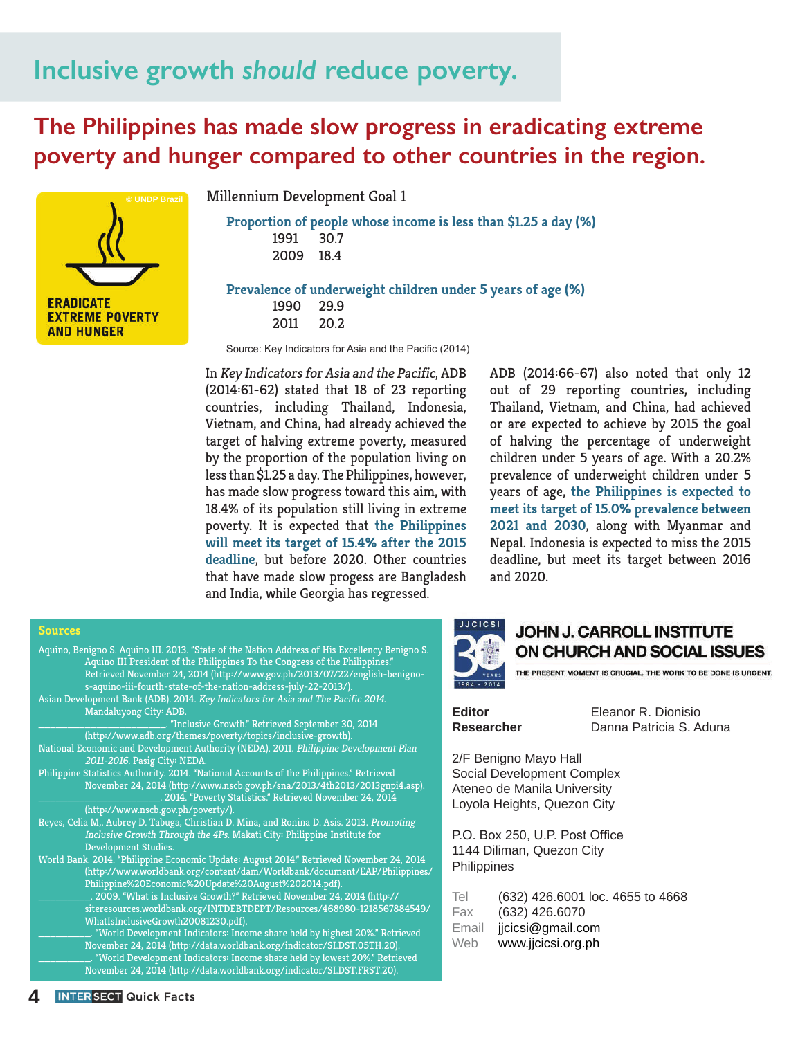# Inclusive growth *should* reduce poverty.

## The Philippines has made slow progress in eradicating extreme poverty and hunger compared to other countries in the region.

© UNDP Brazil

ERADICATE EXTREME POVERTY AND HUNGER

Millennium Development Goal 1

**Proportion of people whose income is less than $1.25 a day (%)**

| | |
|---|---|
| 1991 | 30.7 |
| 2009 | 18.4 |

**Prevalence of underweight children under 5 years of age (%)**

| | |
|---|---|
| 1990 | 29.9 |
| 2011 | 20.2 |

Source: Key Indicators for Asia and the Pacific (2014)

In *Key Indicators for Asia and the Pacific*, ADB (2014:61-62) stated that 18 of 23 reporting countries, including Thailand, Indonesia, Vietnam, and China, had already achieved the target of halving extreme poverty, measured by the proportion of the population living on less than $1.25 a day. The Philippines, however, has made slow progress toward this aim, with 18.4% of its population still living in extreme poverty. It is expected that **the Philippines will meet its target of 15.4% after the 2015 deadline**, but before 2020. Other countries that have made slow progess are Bangladesh and India, while Georgia has regressed.

ADB (2014:66-67) also noted that only 12 out of 29 reporting countries, including Thailand, Vietnam, and China, had achieved or are expected to achieve by 2015 the goal of halving the percentage of underweight children under 5 years of age. With a 20.2% prevalence of underweight children under 5 years of age, **the Philippines is expected to meet its target of 15.0% prevalence between 2021 and 2030**, along with Myanmar and Nepal. Indonesia is expected to miss the 2015 deadline, but meet its target between 2016 and 2020.

### Sources

Aquino, Benigno S. Aquino III. 2013. "State of the Nation Address of His Excellency Benigno S. Aquino III President of the Philippines To the Congress of the Philippines." Retrieved November 24, 2014 (http://www.gov.ph/2013/07/22/english-benigno-s-aquino-iii-fourth-state-of-the-nation-address-july-22-2013/).

Asian Development Bank (ADB). 2014. *Key Indicators for Asia and The Pacific 2014*. Mandaluyong City: ADB.

_______________. "Inclusive Growth." Retrieved September 30, 2014 (http://www.adb.org/themes/poverty/topics/inclusive-growth).

National Economic and Development Authority (NEDA). 2011. *Philippine Development Plan 2011-2016*. Pasig City: NEDA.

Philippine Statistics Authority. 2014. "National Accounts of the Philippines." Retrieved November 24, 2014 (http://www.nscb.gov.ph/sna/2013/4th2013/2013gnpi4.asp).

_______________. 2014. "Poverty Statistics." Retrieved November 24, 2014 (http://www.nscb.gov.ph/poverty/).

Reyes, Celia M,. Aubrey D. Tabuga, Christian D. Mina, and Ronina D. Asis. 2013. *Promoting Inclusive Growth Through the 4Ps*. Makati City: Philippine Institute for Development Studies.

World Bank. 2014. "Philippine Economic Update: August 2014." Retrieved November 24, 2014 (http://www.worldbank.org/content/dam/Worldbank/document/EAP/Philippines/Philippine%20Economic%20Update%20August%202014.pdf).

_________. 2009. "What is Inclusive Growth?" Retrieved November 24, 2014 (http://siteresources.worldbank.org/INTDEBTDEPT/Resources/468980-1218567884549/WhatIsInclusiveGrowth20081230.pdf).

_________. "World Development Indicators: Income share held by highest 20%." Retrieved November 24, 2014 (http://data.worldbank.org/indicator/SI.DST.05TH.20).

_________. "World Development Indicators: Income share held by lowest 20%." Retrieved November 24, 2014 (http://data.worldbank.org/indicator/SI.DST.FRST.20).

**JOHN J. CARROLL INSTITUTE ON CHURCH AND SOCIAL ISSUES**

THE PRESENT MOMENT IS CRUCIAL. THE WORK TO BE DONE IS URGENT.

JJCICSI 30 YEARS 1984 - 2014

**Editor** Eleanor R. Dionisio
**Researcher** Danna Patricia S. Aduna

2/F Benigno Mayo Hall
Social Development Complex
Ateneo de Manila University
Loyola Heights, Quezon City

P.O. Box 250, U.P. Post Office
1144 Diliman, Quezon City
Philippines

Tel (632) 426.6001 loc. 4655 to 4668
Fax (632) 426.6070
Email jjcicsi@gmail.com
Web www.jjcicsi.org.ph